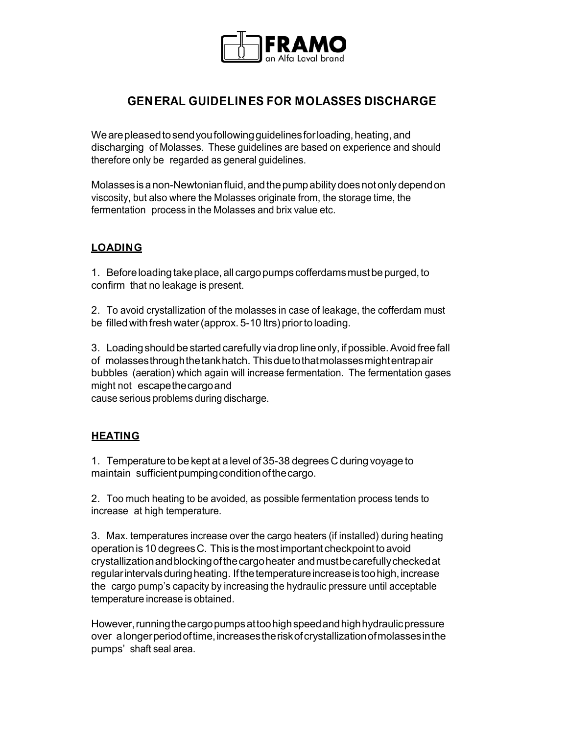FRAMO
an Alfa Laval brand

# GENERAL GUIDELINES FOR MOLASSES DISCHARGE

We are pleased to send you following guidelines for loading, heating, and discharging of Molasses. These guidelines are based on experience and should therefore only be regarded as general guidelines.

Molasses is a non-Newtonian fluid, and the pump ability does not only depend on viscosity, but also where the Molasses originate from, the storage time, the fermentation process in the Molasses and brix value etc.

## LOADING

1. Before loading take place, all cargo pumps cofferdams must be purged, to confirm that no leakage is present.

2. To avoid crystallization of the molasses in case of leakage, the cofferdam must be filled with fresh water (approx. 5-10 ltrs) prior to loading.

3. Loading should be started carefully via drop line only, if possible. Avoid free fall of molasses through the tank hatch. This due to that molasses might entrap air bubbles (aeration) which again will increase fermentation. The fermentation gases might not escape the cargo and cause serious problems during discharge.

## HEATING

1. Temperature to be kept at a level of 35-38 degrees C during voyage to maintain sufficient pumping condition of the cargo.

2. Too much heating to be avoided, as possible fermentation process tends to increase at high temperature.

3. Max. temperatures increase over the cargo heaters (if installed) during heating operation is 10 degrees C. This is the most important checkpoint to avoid crystallization and blocking of the cargo heater and must be carefully checked at regular intervals during heating. If the temperature increase is too high, increase the cargo pump's capacity by increasing the hydraulic pressure until acceptable temperature increase is obtained.

However, running the cargo pumps at too high speed and high hydraulic pressure over a longer period of time, increases the risk of crystallization of molasses in the pumps' shaft seal area.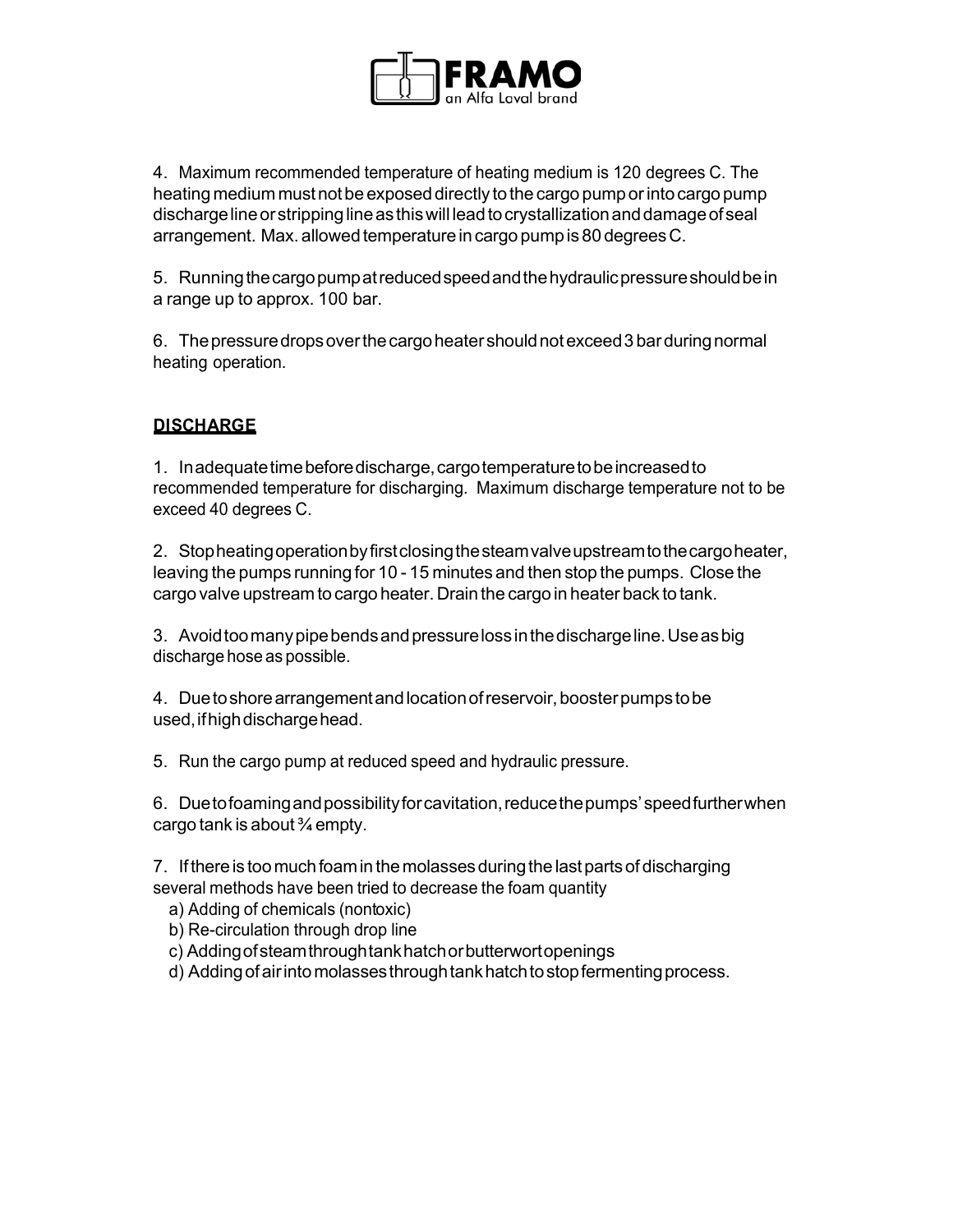4. Maximum recommended temperature of heating medium is 120 degrees C. The heating medium must not be exposed directly to the cargo pump or into cargo pump discharge line or stripping line as this will lead to crystallization and damage of seal arrangement. Max. allowed temperature in cargo pump is 80 degrees C.

5. Running the cargo pump at reduced speed and the hydraulic pressure should be in a range up to approx. 100 bar.

6. The pressure drops over the cargo heater should not exceed 3 bar during normal heating operation.

## DISCHARGE

1. In adequate time before discharge, cargo temperature to be increased to recommended temperature for discharging. Maximum discharge temperature not to be exceed 40 degrees C.

2. Stop heating operation by first closing the steam valve upstream to the cargo heater, leaving the pumps running for 10 - 15 minutes and then stop the pumps. Close the cargo valve upstream to cargo heater. Drain the cargo in heater back to tank.

3. Avoid too many pipe bends and pressure loss in the discharge line. Use as big discharge hose as possible.

4. Due to shore arrangement and location of reservoir, booster pumps to be used, if high discharge head.

5. Run the cargo pump at reduced speed and hydraulic pressure.

6. Due to foaming and possibility for cavitation, reduce the pumps' speed further when cargo tank is about ¾ empty.

7. If there is too much foam in the molasses during the last parts of discharging several methods have been tried to decrease the foam quantity
   a) Adding of chemicals (nontoxic)
   b) Re-circulation through drop line
   c) Adding of steam through tank hatch or butterwort openings
   d) Adding of air into molasses through tank hatch to stop fermenting process.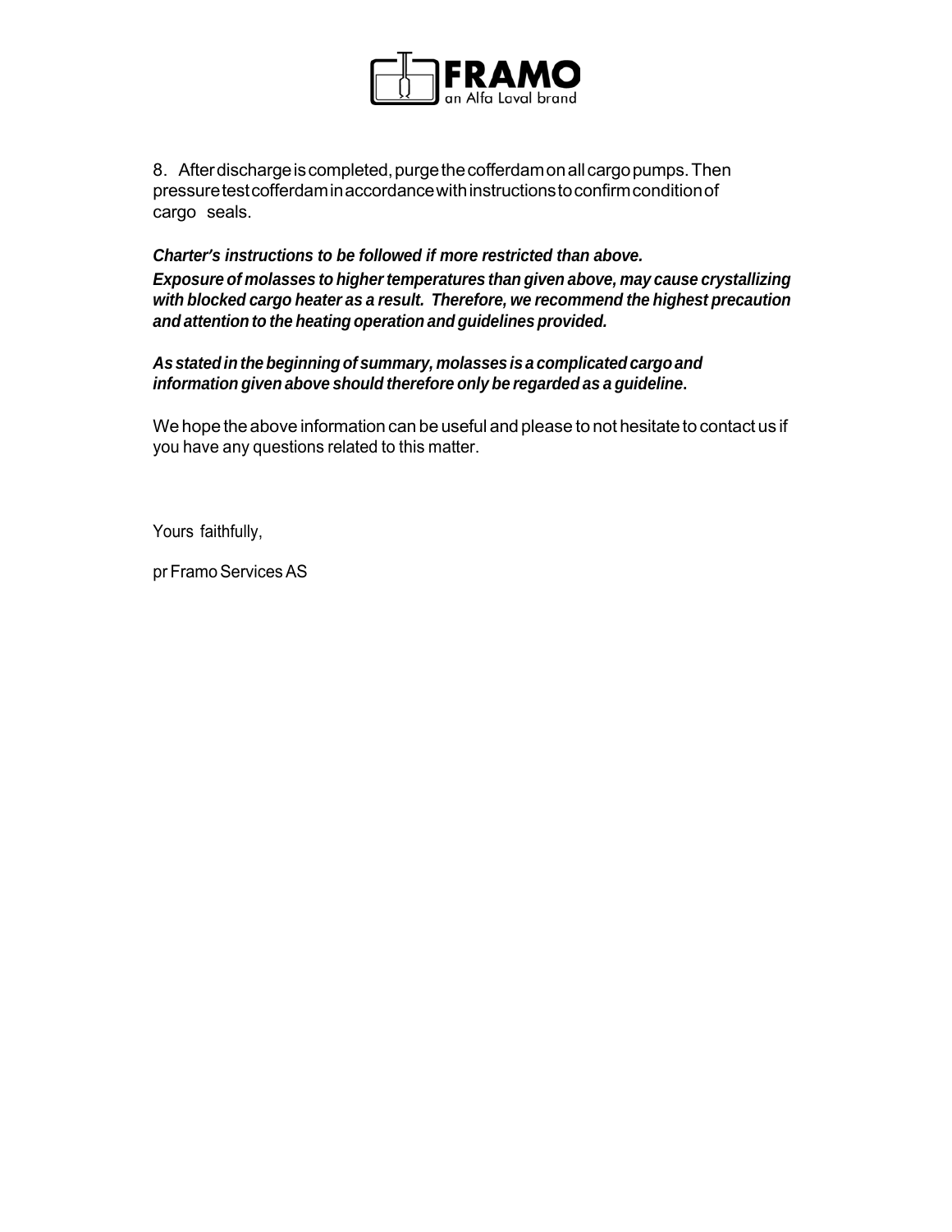8. After discharge is completed, purge the cofferdam on all cargo pumps. Then pressure test cofferdam in accordance with instructions to confirm condition of cargo seals.

***Charter's instructions to be followed if more restricted than above.***

***Exposure of molasses to higher temperatures than given above, may cause crystallizing with blocked cargo heater as a result. Therefore, we recommend the highest precaution and attention to the heating operation and guidelines provided.***

***As stated in the beginning of summary, molasses is a complicated cargo and information given above should therefore only be regarded as a guideline.***

We hope the above information can be useful and please to not hesitate to contact us if you have any questions related to this matter.

Yours faithfully,

pr Framo Services AS